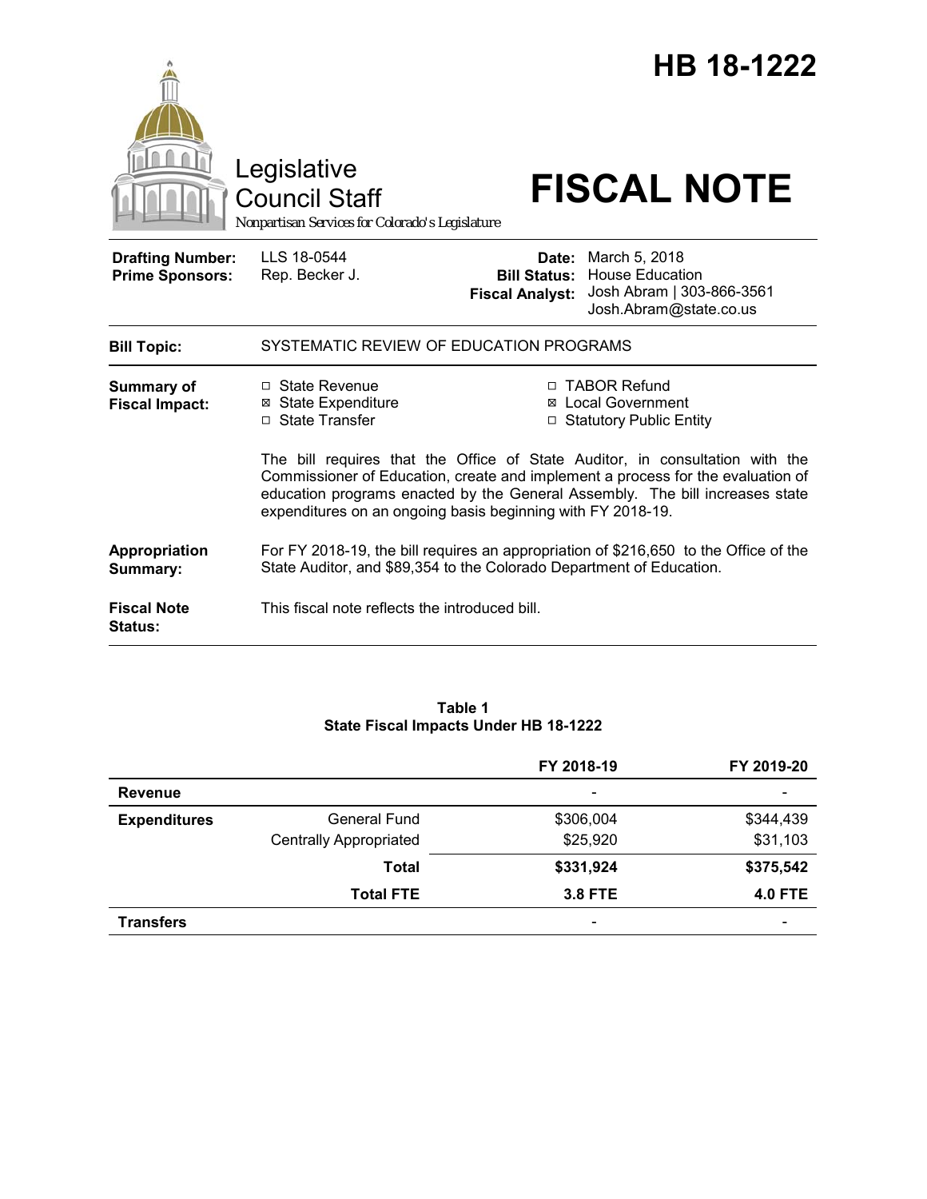# HB 18-1222

Legislative Council Staff

*Nonpartisan Services for Colorado's Legislature*

# FISCAL NOTE

| | | | |
|---|---|---|---|
| **Drafting Number:** | LLS 18-0544 | **Date:** | March 5, 2018 |
| **Prime Sponsors:** | Rep. Becker J. | **Bill Status:** | House Education |
| | | **Fiscal Analyst:** | Josh Abram \| 303-866-3561 Josh.Abram@state.co.us |

**Bill Topic:** SYSTEMATIC REVIEW OF EDUCATION PROGRAMS

**Summary of Fiscal Impact:**

- ☐ State Revenue
- ☒ State Expenditure
- ☐ State Transfer
- ☐ TABOR Refund
- ☒ Local Government
- ☐ Statutory Public Entity

The bill requires that the Office of State Auditor, in consultation with the Commissioner of Education, create and implement a process for the evaluation of education programs enacted by the General Assembly. The bill increases state expenditures on an ongoing basis beginning with FY 2018-19.

**Appropriation Summary:** For FY 2018-19, the bill requires an appropriation of $216,650 to the Office of the State Auditor, and $89,354 to the Colorado Department of Education.

**Fiscal Note Status:** This fiscal note reflects the introduced bill.

**Table 1**
**State Fiscal Impacts Under HB 18-1222**

| | | FY 2018-19 | FY 2019-20 |
|---|---|---|---|
| **Revenue** | | - | - |
| **Expenditures** | General Fund | $306,004 | $344,439 |
| | Centrally Appropriated | $25,920 | $31,103 |
| | **Total** | **$331,924** | **$375,542** |
| | **Total FTE** | **3.8 FTE** | **4.0 FTE** |
| **Transfers** | | - | - |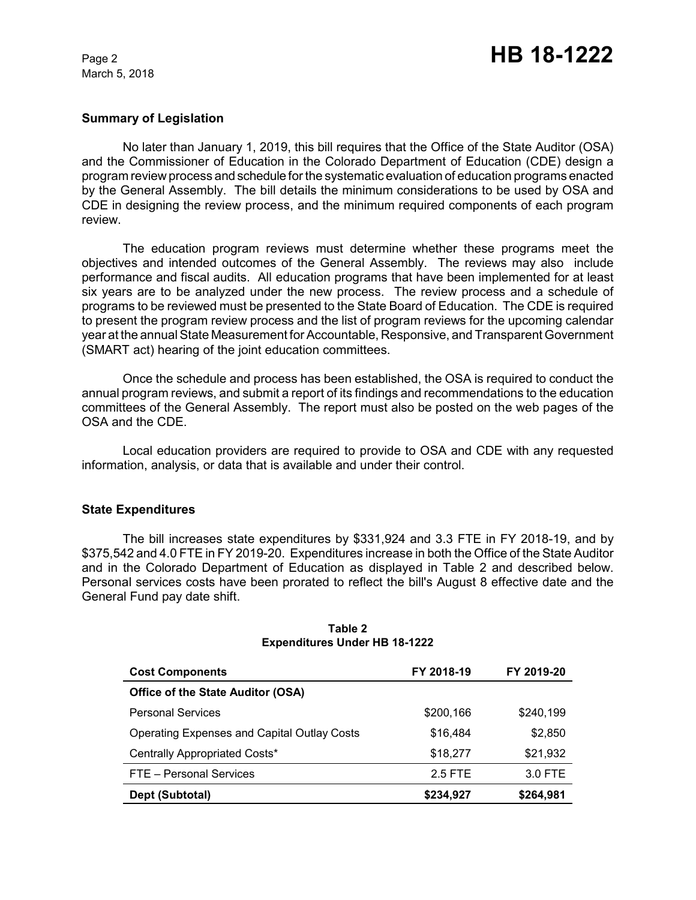## Summary of Legislation

No later than January 1, 2019, this bill requires that the Office of the State Auditor (OSA) and the Commissioner of Education in the Colorado Department of Education (CDE) design a program review process and schedule for the systematic evaluation of education programs enacted by the General Assembly. The bill details the minimum considerations to be used by OSA and CDE in designing the review process, and the minimum required components of each program review.

The education program reviews must determine whether these programs meet the objectives and intended outcomes of the General Assembly. The reviews may also include performance and fiscal audits. All education programs that have been implemented for at least six years are to be analyzed under the new process. The review process and a schedule of programs to be reviewed must be presented to the State Board of Education. The CDE is required to present the program review process and the list of program reviews for the upcoming calendar year at the annual State Measurement for Accountable, Responsive, and Transparent Government (SMART act) hearing of the joint education committees.

Once the schedule and process has been established, the OSA is required to conduct the annual program reviews, and submit a report of its findings and recommendations to the education committees of the General Assembly. The report must also be posted on the web pages of the OSA and the CDE.

Local education providers are required to provide to OSA and CDE with any requested information, analysis, or data that is available and under their control.

## State Expenditures

The bill increases state expenditures by $331,924 and 3.3 FTE in FY 2018-19, and by $375,542 and 4.0 FTE in FY 2019-20. Expenditures increase in both the Office of the State Auditor and in the Colorado Department of Education as displayed in Table 2 and described below. Personal services costs have been prorated to reflect the bill's August 8 effective date and the General Fund pay date shift.

**Table 2**
**Expenditures Under HB 18-1222**

| Cost Components | FY 2018-19 | FY 2019-20 |
|---|---|---|
| **Office of the State Auditor (OSA)** | | |
| Personal Services | $200,166 | $240,199 |
| Operating Expenses and Capital Outlay Costs | $16,484 | $2,850 |
| Centrally Appropriated Costs* | $18,277 | $21,932 |
| FTE – Personal Services | 2.5 FTE | 3.0 FTE |
| **Dept (Subtotal)** | **$234,927** | **$264,981** |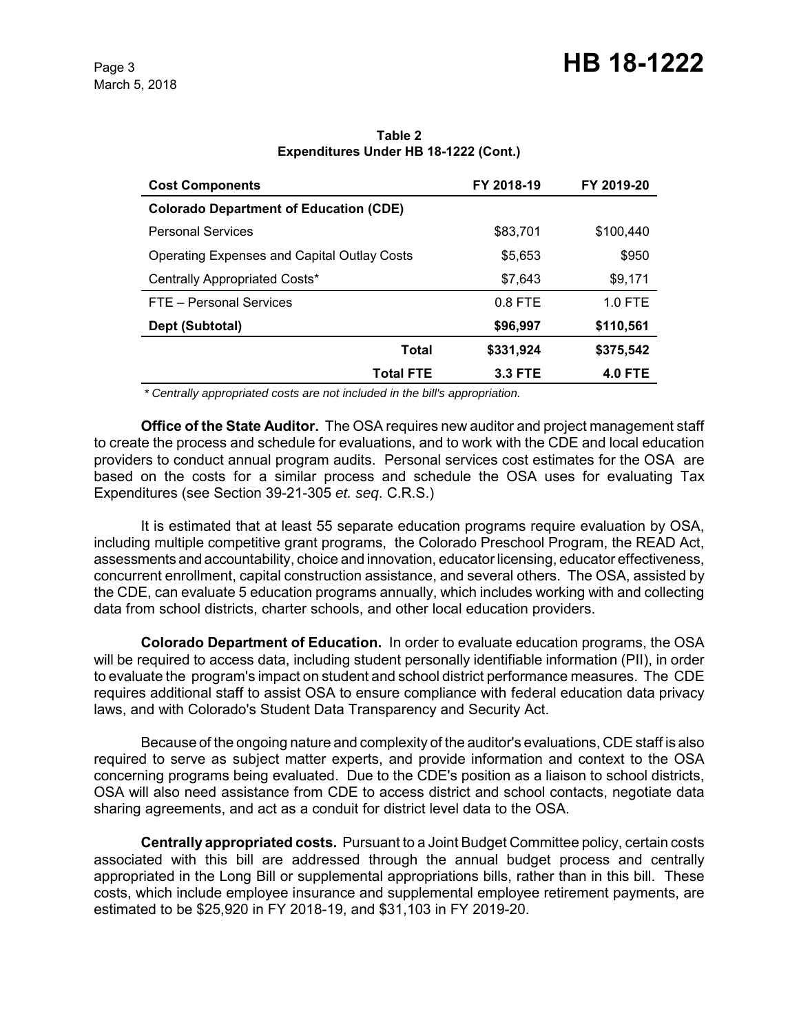**Table 2**
**Expenditures Under HB 18-1222 (Cont.)**

| Cost Components | FY 2018-19 | FY 2019-20 |
|---|---|---|
| **Colorado Department of Education (CDE)** | | |
| Personal Services | $83,701 | $100,440 |
| Operating Expenses and Capital Outlay Costs | $5,653 | $950 |
| Centrally Appropriated Costs* | $7,643 | $9,171 |
| FTE – Personal Services | 0.8 FTE | 1.0 FTE |
| **Dept (Subtotal)** | **$96,997** | **$110,561** |
| **Total** | **$331,924** | **$375,542** |
| **Total FTE** | **3.3 FTE** | **4.0 FTE** |

*\* Centrally appropriated costs are not included in the bill's appropriation.*

**Office of the State Auditor.** The OSA requires new auditor and project management staff to create the process and schedule for evaluations, and to work with the CDE and local education providers to conduct annual program audits. Personal services cost estimates for the OSA are based on the costs for a similar process and schedule the OSA uses for evaluating Tax Expenditures (see Section 39-21-305 *et. seq*. C.R.S.)

It is estimated that at least 55 separate education programs require evaluation by OSA, including multiple competitive grant programs, the Colorado Preschool Program, the READ Act, assessments and accountability, choice and innovation, educator licensing, educator effectiveness, concurrent enrollment, capital construction assistance, and several others. The OSA, assisted by the CDE, can evaluate 5 education programs annually, which includes working with and collecting data from school districts, charter schools, and other local education providers.

**Colorado Department of Education.** In order to evaluate education programs, the OSA will be required to access data, including student personally identifiable information (PII), in order to evaluate the program's impact on student and school district performance measures. The CDE requires additional staff to assist OSA to ensure compliance with federal education data privacy laws, and with Colorado's Student Data Transparency and Security Act.

Because of the ongoing nature and complexity of the auditor's evaluations, CDE staff is also required to serve as subject matter experts, and provide information and context to the OSA concerning programs being evaluated. Due to the CDE's position as a liaison to school districts, OSA will also need assistance from CDE to access district and school contacts, negotiate data sharing agreements, and act as a conduit for district level data to the OSA.

**Centrally appropriated costs.** Pursuant to a Joint Budget Committee policy, certain costs associated with this bill are addressed through the annual budget process and centrally appropriated in the Long Bill or supplemental appropriations bills, rather than in this bill. These costs, which include employee insurance and supplemental employee retirement payments, are estimated to be $25,920 in FY 2018-19, and $31,103 in FY 2019-20.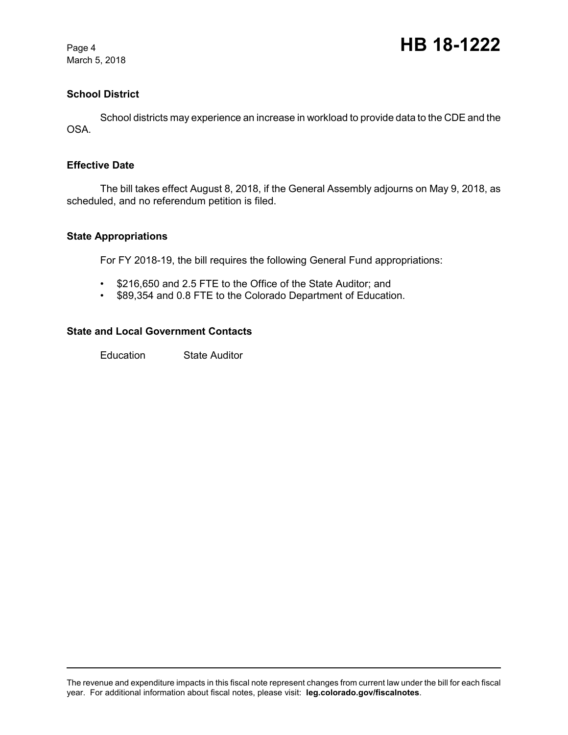### School District

School districts may experience an increase in workload to provide data to the CDE and the OSA.

### Effective Date

The bill takes effect August 8, 2018, if the General Assembly adjourns on May 9, 2018, as scheduled, and no referendum petition is filed.

### State Appropriations

For FY 2018-19, the bill requires the following General Fund appropriations:

- $216,650 and 2.5 FTE to the Office of the State Auditor; and
- $89,354 and 0.8 FTE to the Colorado Department of Education.

### State and Local Government Contacts

Education    State Auditor

The revenue and expenditure impacts in this fiscal note represent changes from current law under the bill for each fiscal year. For additional information about fiscal notes, please visit: **leg.colorado.gov/fiscalnotes**.